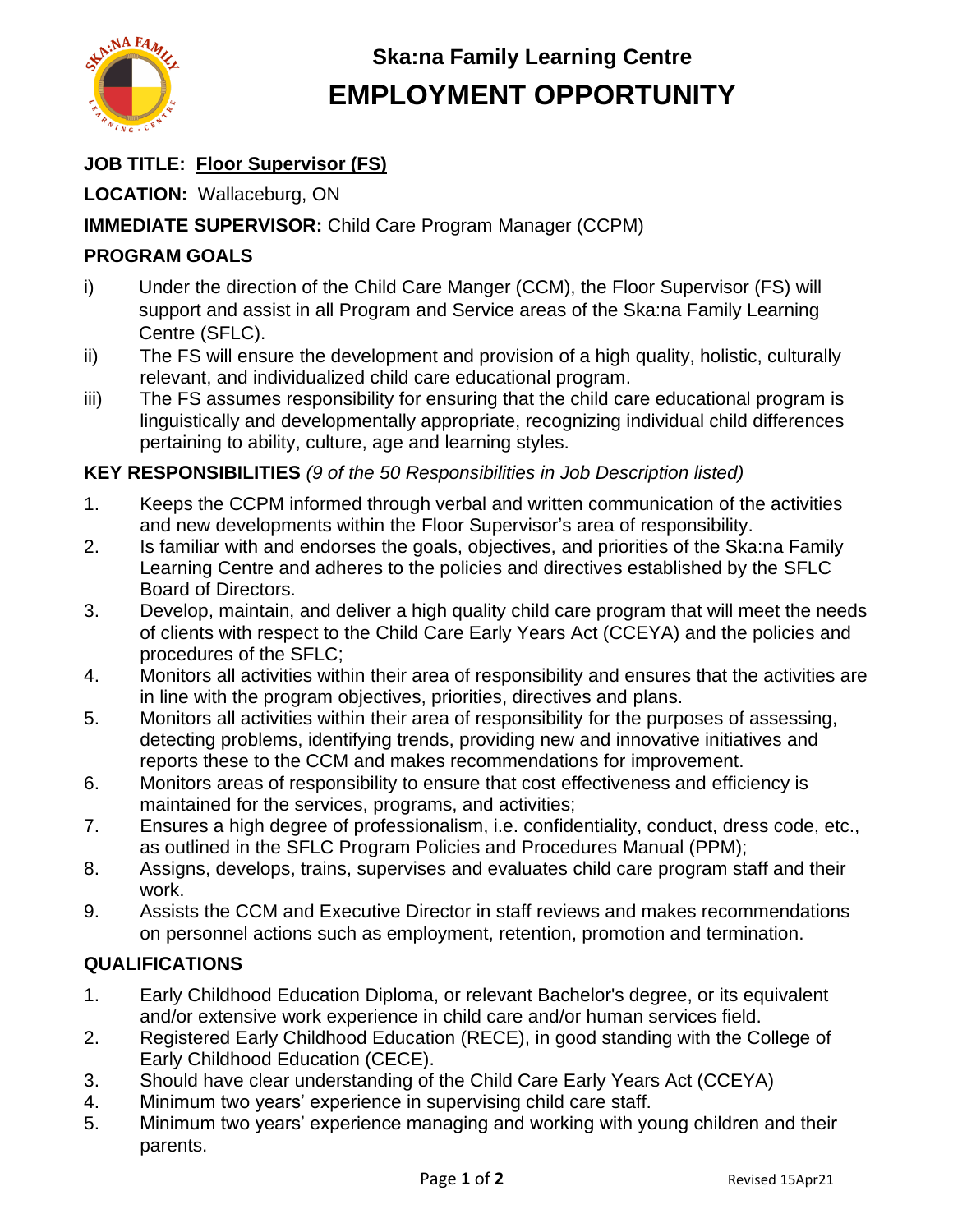# Ska:na Family Learning Centre

# EMPLOYMENT OPPORTUNITY

**JOB TITLE:** **Floor Supervisor (FS)**

**LOCATION:** Wallaceburg, ON

**IMMEDIATE SUPERVISOR:** Child Care Program Manager (CCPM)

**PROGRAM GOALS**

i) Under the direction of the Child Care Manger (CCM), the Floor Supervisor (FS) will support and assist in all Program and Service areas of the Ska:na Family Learning Centre (SFLC).

ii) The FS will ensure the development and provision of a high quality, holistic, culturally relevant, and individualized child care educational program.

iii) The FS assumes responsibility for ensuring that the child care educational program is linguistically and developmentally appropriate, recognizing individual child differences pertaining to ability, culture, age and learning styles.

**KEY RESPONSIBILITIES** *(9 of the 50 Responsibilities in Job Description listed)*

1. Keeps the CCPM informed through verbal and written communication of the activities and new developments within the Floor Supervisor's area of responsibility.
2. Is familiar with and endorses the goals, objectives, and priorities of the Ska:na Family Learning Centre and adheres to the policies and directives established by the SFLC Board of Directors.
3. Develop, maintain, and deliver a high quality child care program that will meet the needs of clients with respect to the Child Care Early Years Act (CCEYA) and the policies and procedures of the SFLC;
4. Monitors all activities within their area of responsibility and ensures that the activities are in line with the program objectives, priorities, directives and plans.
5. Monitors all activities within their area of responsibility for the purposes of assessing, detecting problems, identifying trends, providing new and innovative initiatives and reports these to the CCM and makes recommendations for improvement.
6. Monitors areas of responsibility to ensure that cost effectiveness and efficiency is maintained for the services, programs, and activities;
7. Ensures a high degree of professionalism, i.e. confidentiality, conduct, dress code, etc., as outlined in the SFLC Program Policies and Procedures Manual (PPM);
8. Assigns, develops, trains, supervises and evaluates child care program staff and their work.
9. Assists the CCM and Executive Director in staff reviews and makes recommendations on personnel actions such as employment, retention, promotion and termination.

**QUALIFICATIONS**

1. Early Childhood Education Diploma, or relevant Bachelor's degree, or its equivalent and/or extensive work experience in child care and/or human services field.
2. Registered Early Childhood Education (RECE), in good standing with the College of Early Childhood Education (CECE).
3. Should have clear understanding of the Child Care Early Years Act (CCEYA)
4. Minimum two years' experience in supervising child care staff.
5. Minimum two years' experience managing and working with young children and their parents.

Revised 15Apr21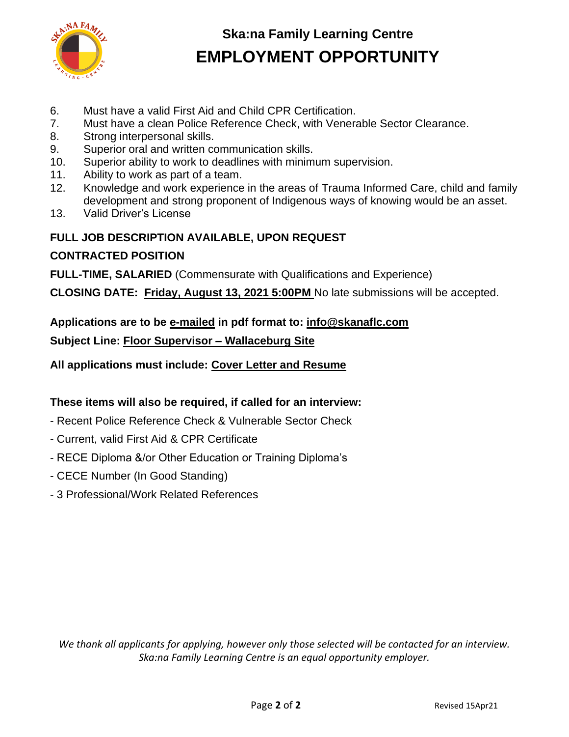# Ska:na Family Learning Centre
# EMPLOYMENT OPPORTUNITY

6. Must have a valid First Aid and Child CPR Certification.
7. Must have a clean Police Reference Check, with Venerable Sector Clearance.
8. Strong interpersonal skills.
9. Superior oral and written communication skills.
10. Superior ability to work to deadlines with minimum supervision.
11. Ability to work as part of a team.
12. Knowledge and work experience in the areas of Trauma Informed Care, child and family development and strong proponent of Indigenous ways of knowing would be an asset.
13. Valid Driver's License

**FULL JOB DESCRIPTION AVAILABLE, UPON REQUEST**

**CONTRACTED POSITION**

**FULL-TIME, SALARIED** (Commensurate with Qualifications and Experience)

**CLOSING DATE: Friday, August 13, 2021 5:00PM** No late submissions will be accepted.

**Applications are to be e-mailed in pdf format to: info@skanaflc.com**

**Subject Line: Floor Supervisor – Wallaceburg Site**

**All applications must include: Cover Letter and Resume**

**These items will also be required, if called for an interview:**

- Recent Police Reference Check & Vulnerable Sector Check
- Current, valid First Aid & CPR Certificate
- RECE Diploma &/or Other Education or Training Diploma's
- CECE Number (In Good Standing)
- 3 Professional/Work Related References

*We thank all applicants for applying, however only those selected will be contacted for an interview.*
*Ska:na Family Learning Centre is an equal opportunity employer.*

Revised 15Apr21